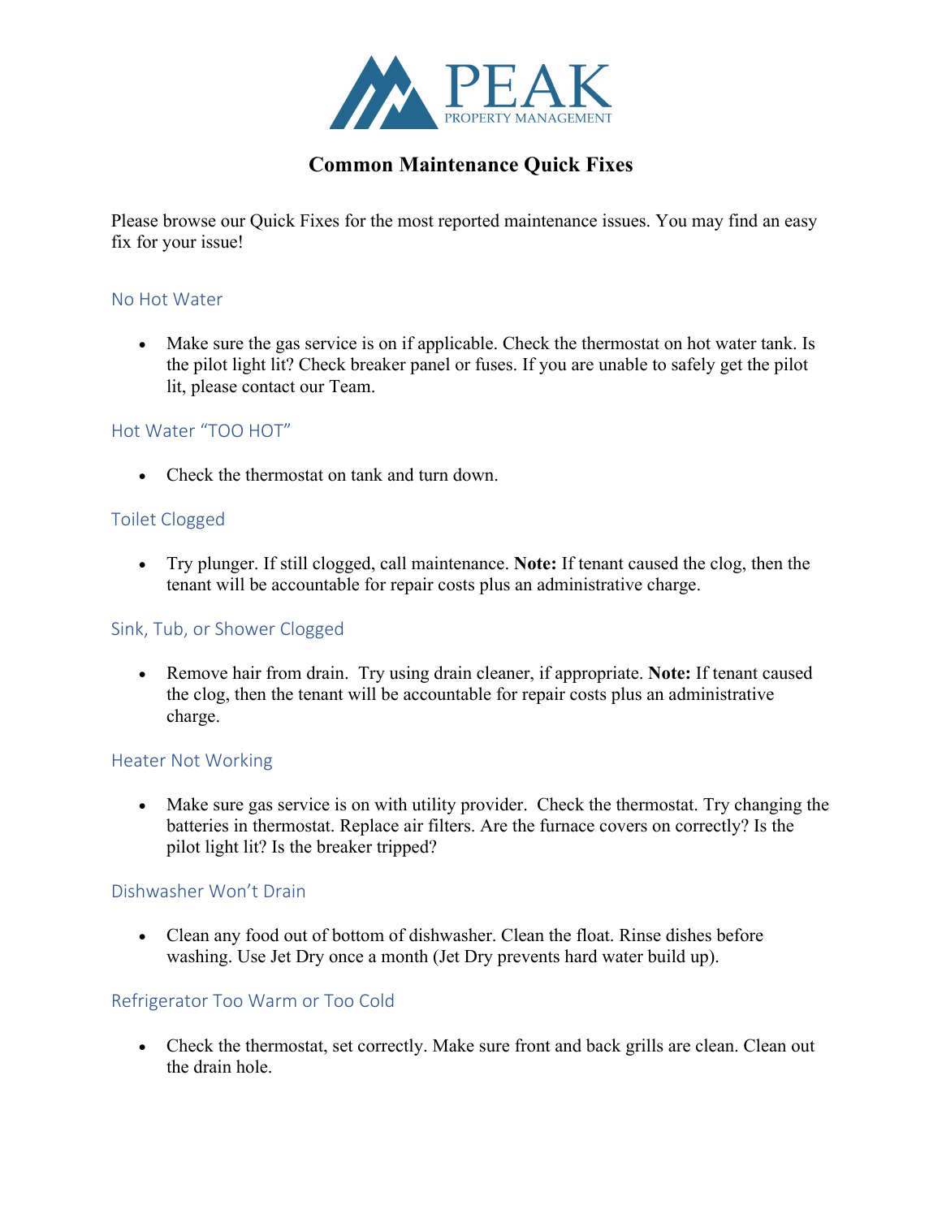PEAK
PROPERTY MANAGEMENT

# Common Maintenance Quick Fixes

Please browse our Quick Fixes for the most reported maintenance issues. You may find an easy fix for your issue!

## No Hot Water

- Make sure the gas service is on if applicable. Check the thermostat on hot water tank. Is the pilot light lit? Check breaker panel or fuses. If you are unable to safely get the pilot lit, please contact our Team.

## Hot Water "TOO HOT"

- Check the thermostat on tank and turn down.

## Toilet Clogged

- Try plunger. If still clogged, call maintenance. **Note:** If tenant caused the clog, then the tenant will be accountable for repair costs plus an administrative charge.

## Sink, Tub, or Shower Clogged

- Remove hair from drain. Try using drain cleaner, if appropriate. **Note:** If tenant caused the clog, then the tenant will be accountable for repair costs plus an administrative charge.

## Heater Not Working

- Make sure gas service is on with utility provider. Check the thermostat. Try changing the batteries in thermostat. Replace air filters. Are the furnace covers on correctly? Is the pilot light lit? Is the breaker tripped?

## Dishwasher Won't Drain

- Clean any food out of bottom of dishwasher. Clean the float. Rinse dishes before washing. Use Jet Dry once a month (Jet Dry prevents hard water build up).

## Refrigerator Too Warm or Too Cold

- Check the thermostat, set correctly. Make sure front and back grills are clean. Clean out the drain hole.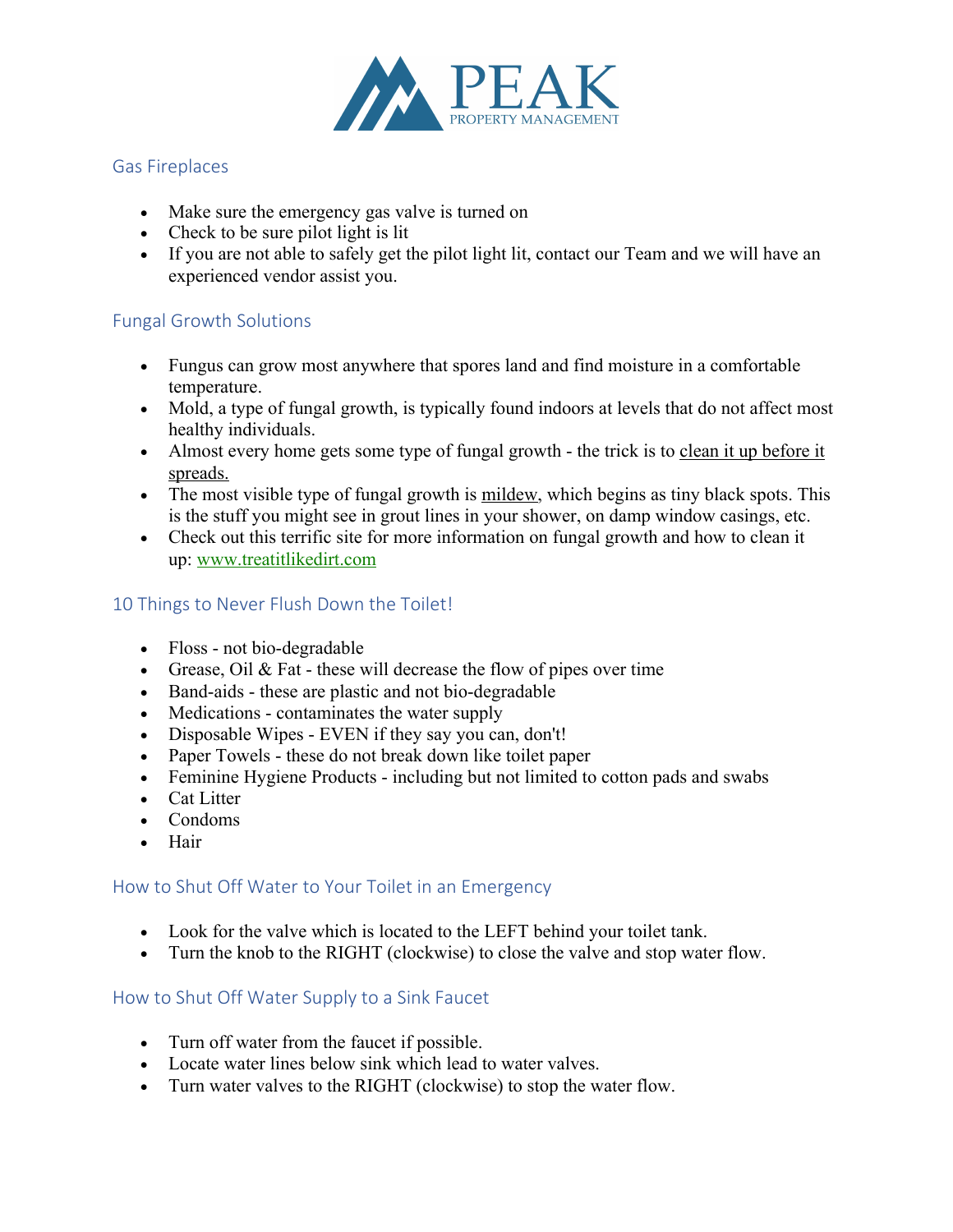## Gas Fireplaces

- Make sure the emergency gas valve is turned on
- Check to be sure pilot light is lit
- If you are not able to safely get the pilot light lit, contact our Team and we will have an experienced vendor assist you.

## Fungal Growth Solutions

- Fungus can grow most anywhere that spores land and find moisture in a comfortable temperature.
- Mold, a type of fungal growth, is typically found indoors at levels that do not affect most healthy individuals.
- Almost every home gets some type of fungal growth - the trick is to clean it up before it spreads.
- The most visible type of fungal growth is mildew, which begins as tiny black spots. This is the stuff you might see in grout lines in your shower, on damp window casings, etc.
- Check out this terrific site for more information on fungal growth and how to clean it up: [www.treatitlikedirt.com](http://www.treatitlikedirt.com)

## 10 Things to Never Flush Down the Toilet!

- Floss - not bio-degradable
- Grease, Oil & Fat - these will decrease the flow of pipes over time
- Band-aids - these are plastic and not bio-degradable
- Medications - contaminates the water supply
- Disposable Wipes - EVEN if they say you can, don't!
- Paper Towels - these do not break down like toilet paper
- Feminine Hygiene Products - including but not limited to cotton pads and swabs
- Cat Litter
- Condoms
- Hair

## How to Shut Off Water to Your Toilet in an Emergency

- Look for the valve which is located to the LEFT behind your toilet tank.
- Turn the knob to the RIGHT (clockwise) to close the valve and stop water flow.

## How to Shut Off Water Supply to a Sink Faucet

- Turn off water from the faucet if possible.
- Locate water lines below sink which lead to water valves.
- Turn water valves to the RIGHT (clockwise) to stop the water flow.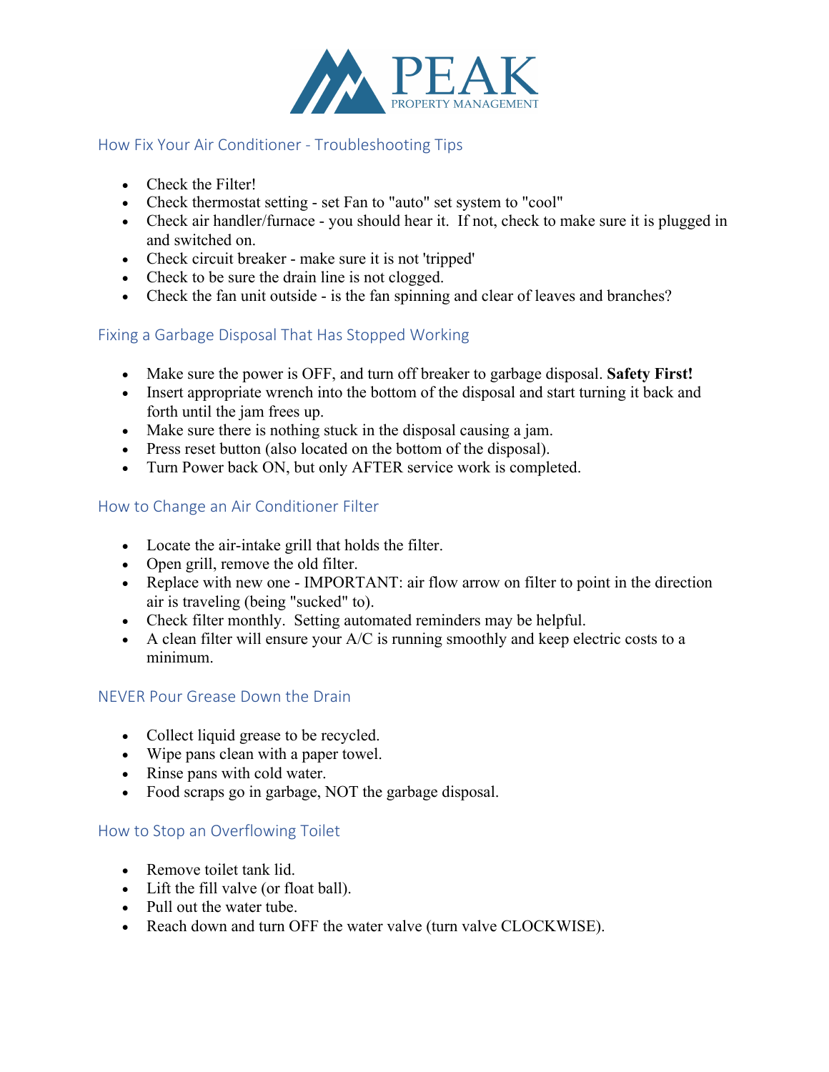# PEAK
PROPERTY MANAGEMENT

## How Fix Your Air Conditioner - Troubleshooting Tips

- Check the Filter!
- Check thermostat setting - set Fan to "auto" set system to "cool"
- Check air handler/furnace - you should hear it. If not, check to make sure it is plugged in and switched on.
- Check circuit breaker - make sure it is not 'tripped'
- Check to be sure the drain line is not clogged.
- Check the fan unit outside - is the fan spinning and clear of leaves and branches?

## Fixing a Garbage Disposal That Has Stopped Working

- Make sure the power is OFF, and turn off breaker to garbage disposal. **Safety First!**
- Insert appropriate wrench into the bottom of the disposal and start turning it back and forth until the jam frees up.
- Make sure there is nothing stuck in the disposal causing a jam.
- Press reset button (also located on the bottom of the disposal).
- Turn Power back ON, but only AFTER service work is completed.

## How to Change an Air Conditioner Filter

- Locate the air-intake grill that holds the filter.
- Open grill, remove the old filter.
- Replace with new one - IMPORTANT: air flow arrow on filter to point in the direction air is traveling (being "sucked" to).
- Check filter monthly. Setting automated reminders may be helpful.
- A clean filter will ensure your A/C is running smoothly and keep electric costs to a minimum.

## NEVER Pour Grease Down the Drain

- Collect liquid grease to be recycled.
- Wipe pans clean with a paper towel.
- Rinse pans with cold water.
- Food scraps go in garbage, NOT the garbage disposal.

## How to Stop an Overflowing Toilet

- Remove toilet tank lid.
- Lift the fill valve (or float ball).
- Pull out the water tube.
- Reach down and turn OFF the water valve (turn valve CLOCKWISE).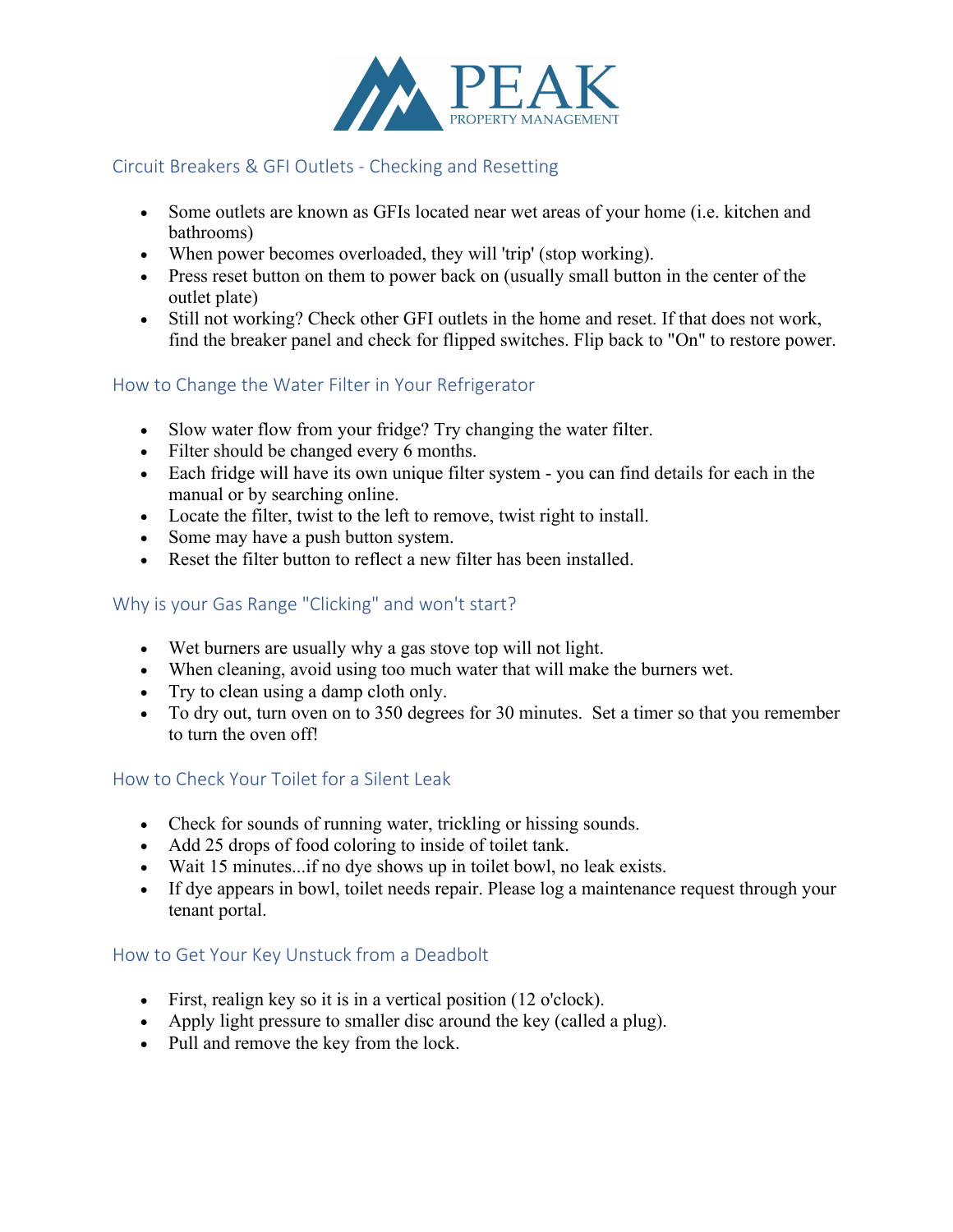PEAK
PROPERTY MANAGEMENT

## Circuit Breakers & GFI Outlets - Checking and Resetting

- Some outlets are known as GFIs located near wet areas of your home (i.e. kitchen and bathrooms)
- When power becomes overloaded, they will 'trip' (stop working).
- Press reset button on them to power back on (usually small button in the center of the outlet plate)
- Still not working? Check other GFI outlets in the home and reset. If that does not work, find the breaker panel and check for flipped switches. Flip back to "On" to restore power.

## How to Change the Water Filter in Your Refrigerator

- Slow water flow from your fridge? Try changing the water filter.
- Filter should be changed every 6 months.
- Each fridge will have its own unique filter system - you can find details for each in the manual or by searching online.
- Locate the filter, twist to the left to remove, twist right to install.
- Some may have a push button system.
- Reset the filter button to reflect a new filter has been installed.

## Why is your Gas Range "Clicking" and won't start?

- Wet burners are usually why a gas stove top will not light.
- When cleaning, avoid using too much water that will make the burners wet.
- Try to clean using a damp cloth only.
- To dry out, turn oven on to 350 degrees for 30 minutes. Set a timer so that you remember to turn the oven off!

## How to Check Your Toilet for a Silent Leak

- Check for sounds of running water, trickling or hissing sounds.
- Add 25 drops of food coloring to inside of toilet tank.
- Wait 15 minutes...if no dye shows up in toilet bowl, no leak exists.
- If dye appears in bowl, toilet needs repair. Please log a maintenance request through your tenant portal.

## How to Get Your Key Unstuck from a Deadbolt

- First, realign key so it is in a vertical position (12 o'clock).
- Apply light pressure to smaller disc around the key (called a plug).
- Pull and remove the key from the lock.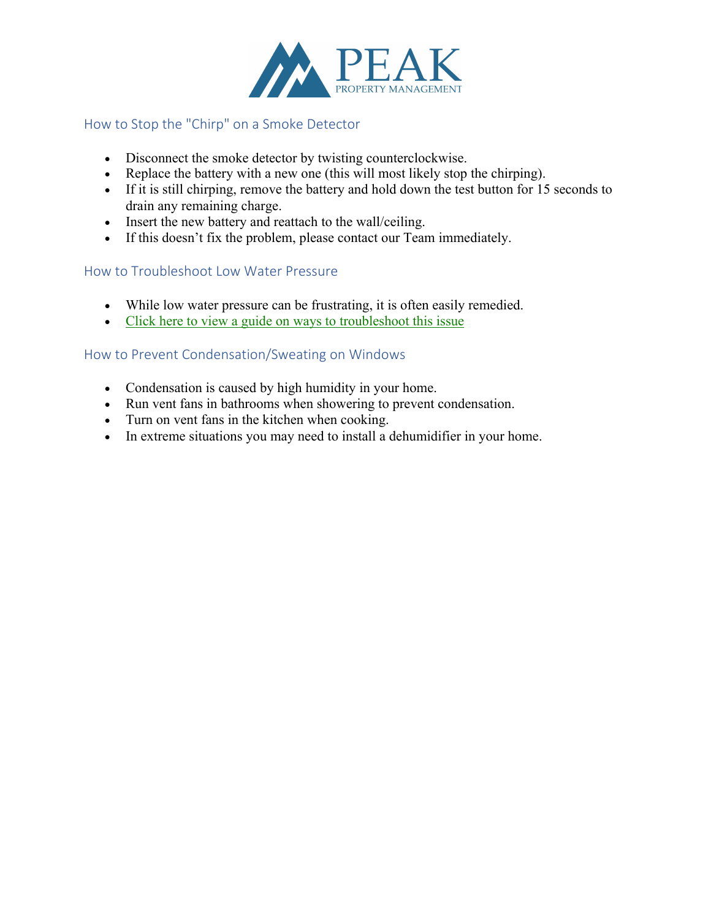PEAK

PROPERTY MANAGEMENT

## How to Stop the "Chirp" on a Smoke Detector

- Disconnect the smoke detector by twisting counterclockwise.
- Replace the battery with a new one (this will most likely stop the chirping).
- If it is still chirping, remove the battery and hold down the test button for 15 seconds to drain any remaining charge.
- Insert the new battery and reattach to the wall/ceiling.
- If this doesn't fix the problem, please contact our Team immediately.

## How to Troubleshoot Low Water Pressure

- While low water pressure can be frustrating, it is often easily remedied.
- Click here to view a guide on ways to troubleshoot this issue

## How to Prevent Condensation/Sweating on Windows

- Condensation is caused by high humidity in your home.
- Run vent fans in bathrooms when showering to prevent condensation.
- Turn on vent fans in the kitchen when cooking.
- In extreme situations you may need to install a dehumidifier in your home.